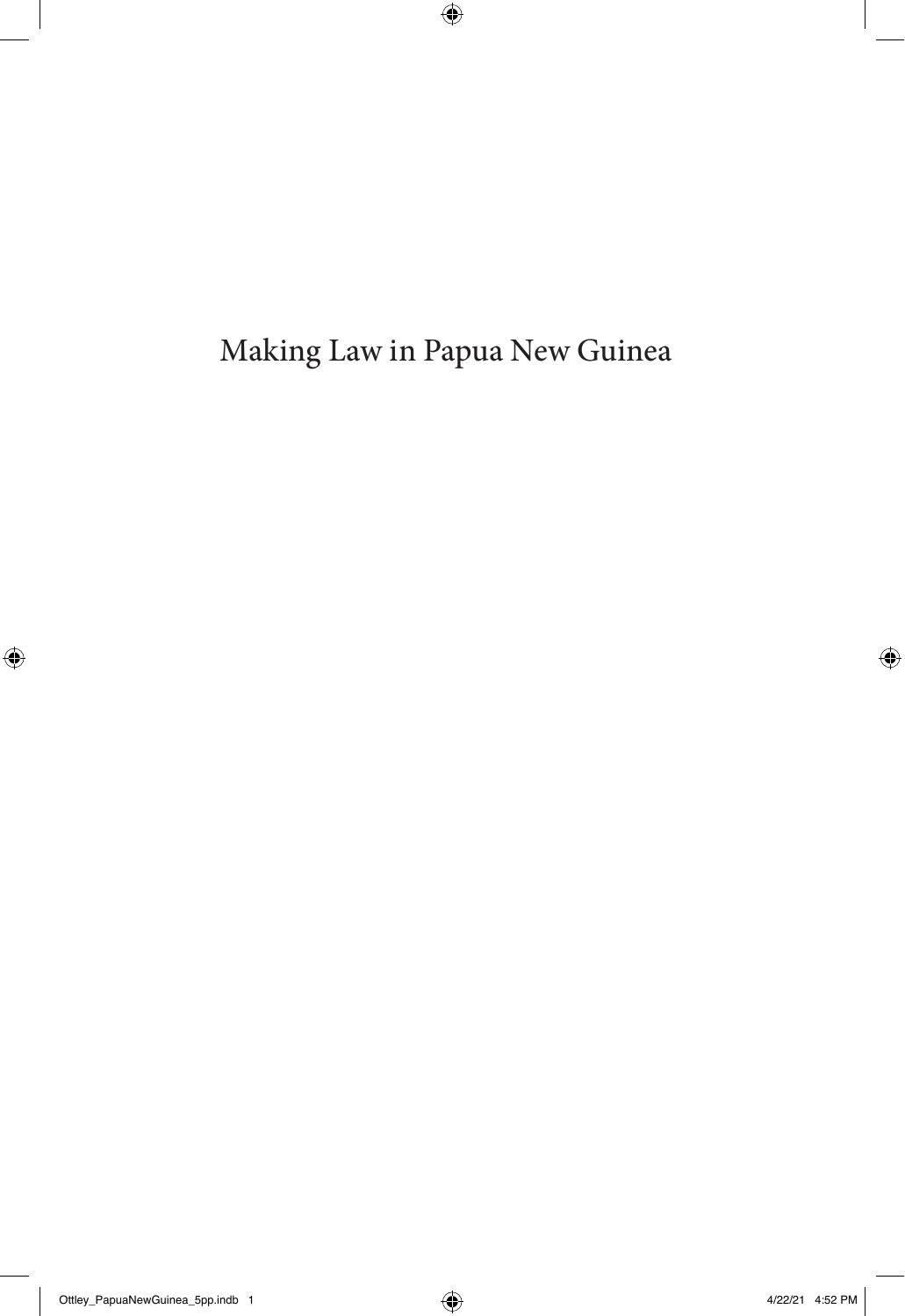# Making Law in Papua New Guinea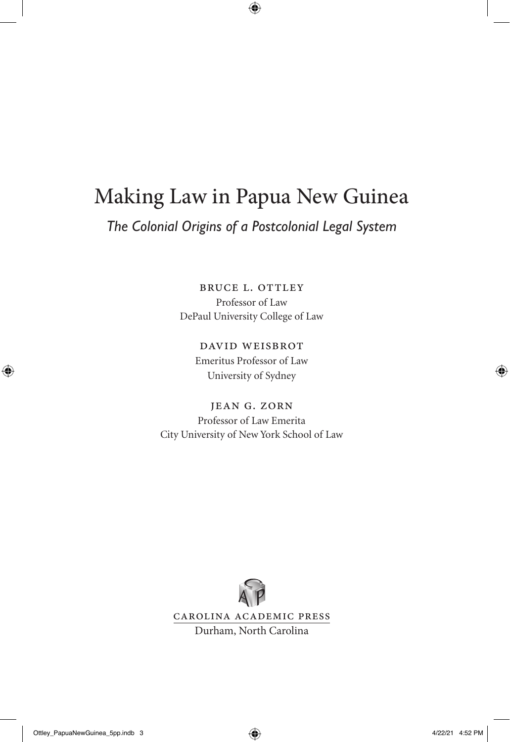# Making Law in Papua New Guinea

## *The Colonial Origins of a Postcolonial Legal System*

BRUCE L. OTTLEY
Professor of Law
DePaul University College of Law

DAVID WEISBROT
Emeritus Professor of Law
University of Sydney

JEAN G. ZORN
Professor of Law Emerita
City University of New York School of Law

CAROLINA ACADEMIC PRESS
Durham, North Carolina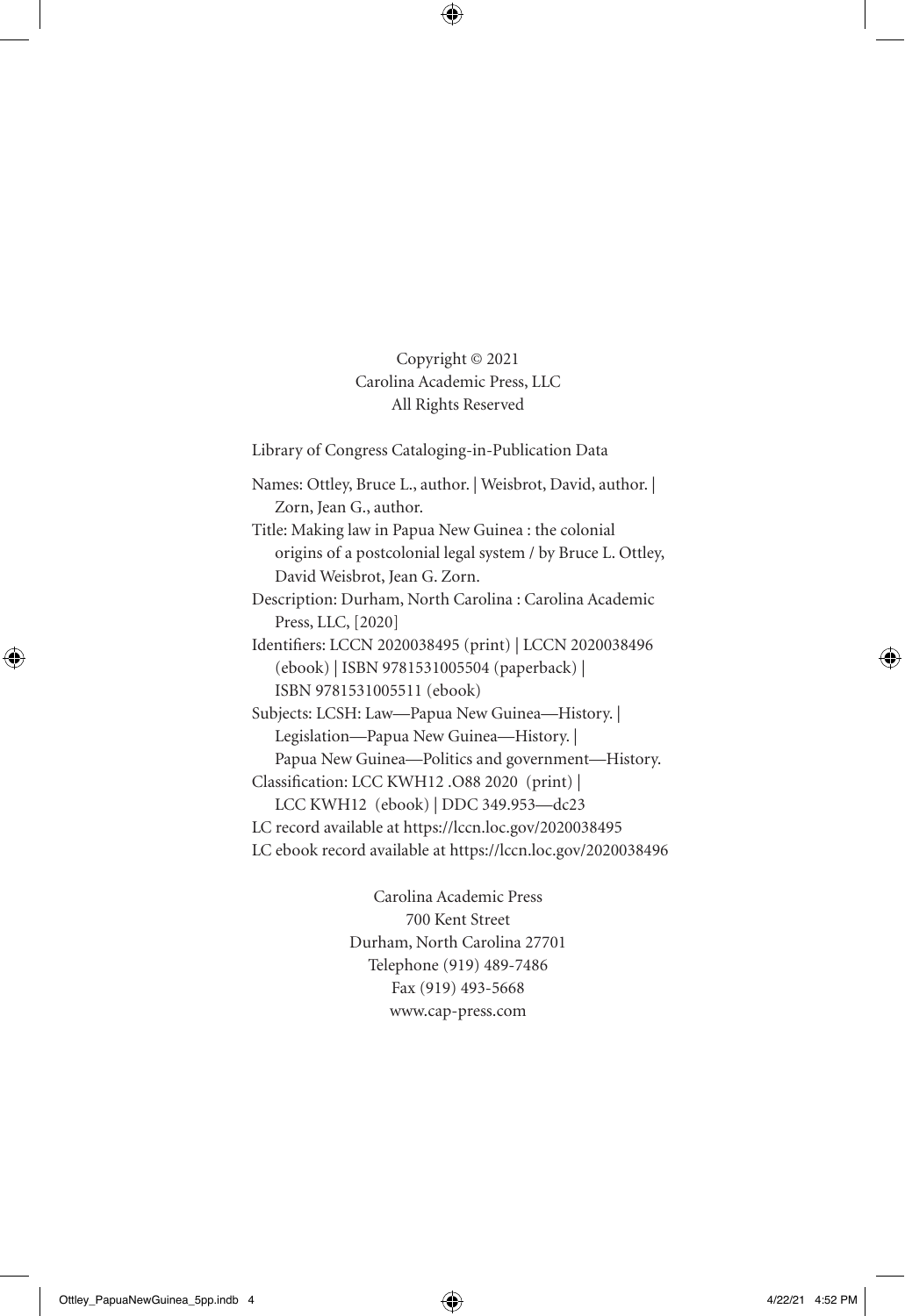Copyright © 2021
Carolina Academic Press, LLC
All Rights Reserved

Library of Congress Cataloging-in-Publication Data

Names: Ottley, Bruce L., author. | Weisbrot, David, author. | Zorn, Jean G., author.
Title: Making law in Papua New Guinea : the colonial origins of a postcolonial legal system / by Bruce L. Ottley, David Weisbrot, Jean G. Zorn.
Description: Durham, North Carolina : Carolina Academic Press, LLC, [2020]
Identifiers: LCCN 2020038495 (print) | LCCN 2020038496 (ebook) | ISBN 9781531005504 (paperback) | ISBN 9781531005511 (ebook)
Subjects: LCSH: Law—Papua New Guinea—History. | Legislation—Papua New Guinea—History. | Papua New Guinea—Politics and government—History.
Classification: LCC KWH12 .O88 2020 (print) | LCC KWH12 (ebook) | DDC 349.953—dc23
LC record available at https://lccn.loc.gov/2020038495
LC ebook record available at https://lccn.loc.gov/2020038496

Carolina Academic Press
700 Kent Street
Durham, North Carolina 27701
Telephone (919) 489-7486
Fax (919) 493-5668
www.cap-press.com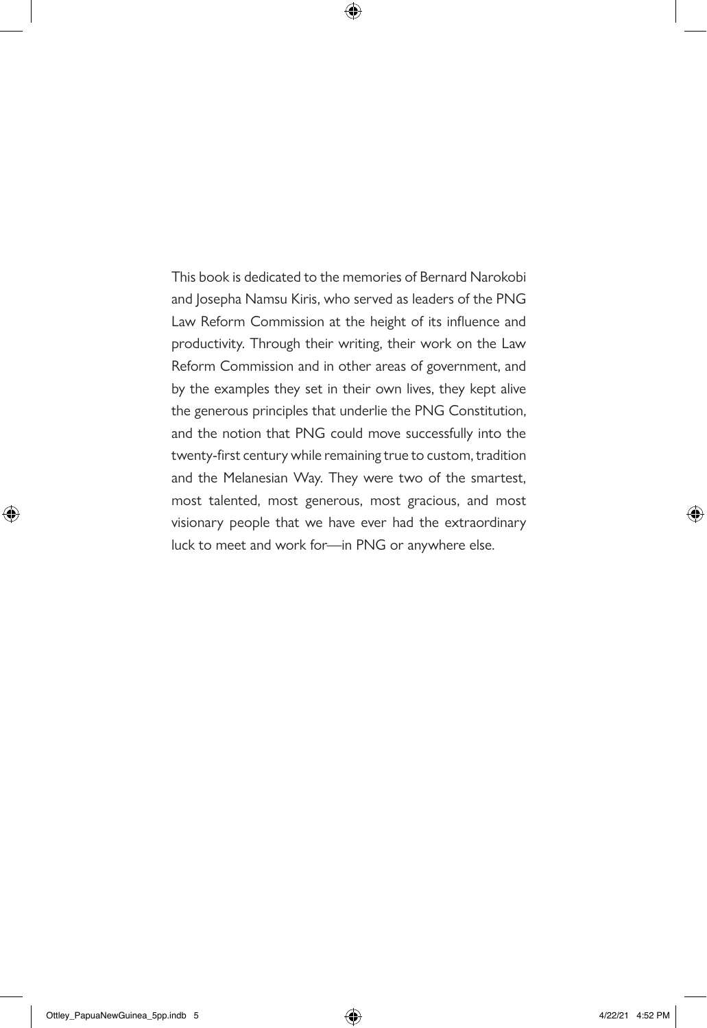This book is dedicated to the memories of Bernard Narokobi and Josepha Namsu Kiris, who served as leaders of the PNG Law Reform Commission at the height of its influence and productivity. Through their writing, their work on the Law Reform Commission and in other areas of government, and by the examples they set in their own lives, they kept alive the generous principles that underlie the PNG Constitution, and the notion that PNG could move successfully into the twenty-first century while remaining true to custom, tradition and the Melanesian Way. They were two of the smartest, most talented, most generous, most gracious, and most visionary people that we have ever had the extraordinary luck to meet and work for—in PNG or anywhere else.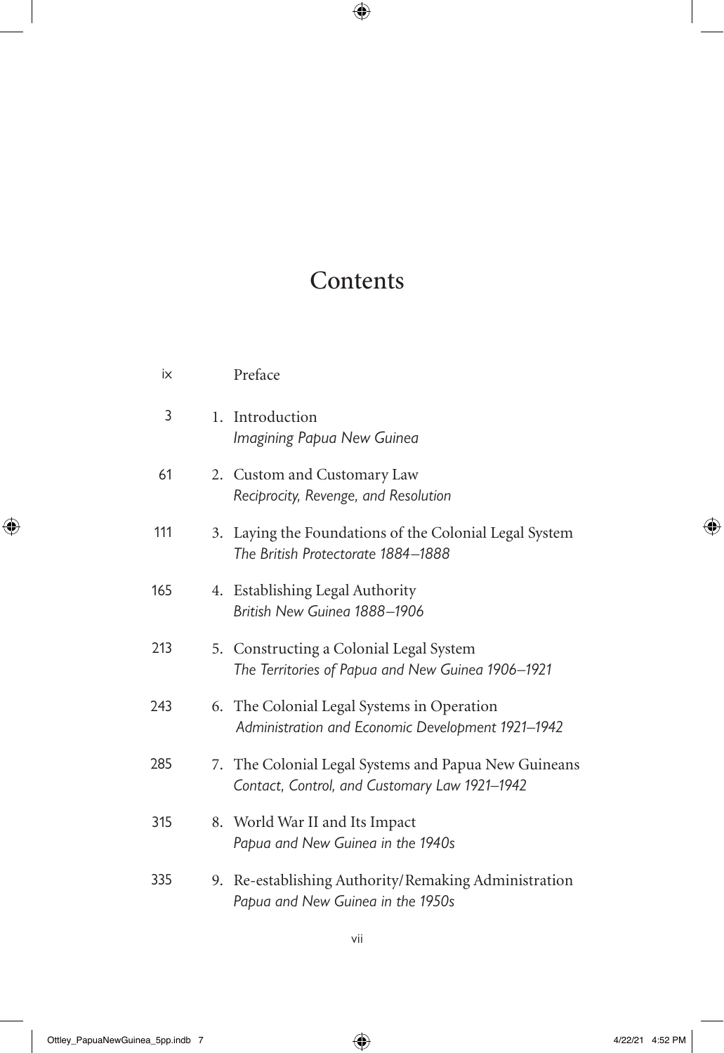# Contents

| | |
|---|---|
| ix | Preface |
| 3 | 1. Introduction<br>*Imagining Papua New Guinea* |
| 61 | 2. Custom and Customary Law<br>*Reciprocity, Revenge, and Resolution* |
| 111 | 3. Laying the Foundations of the Colonial Legal System<br>*The British Protectorate 1884–1888* |
| 165 | 4. Establishing Legal Authority<br>*British New Guinea 1888–1906* |
| 213 | 5. Constructing a Colonial Legal System<br>*The Territories of Papua and New Guinea 1906–1921* |
| 243 | 6. The Colonial Legal Systems in Operation<br>*Administration and Economic Development 1921–1942* |
| 285 | 7. The Colonial Legal Systems and Papua New Guineans<br>*Contact, Control, and Customary Law 1921–1942* |
| 315 | 8. World War II and Its Impact<br>*Papua and New Guinea in the 1940s* |
| 335 | 9. Re-establishing Authority/Remaking Administration<br>*Papua and New Guinea in the 1950s* |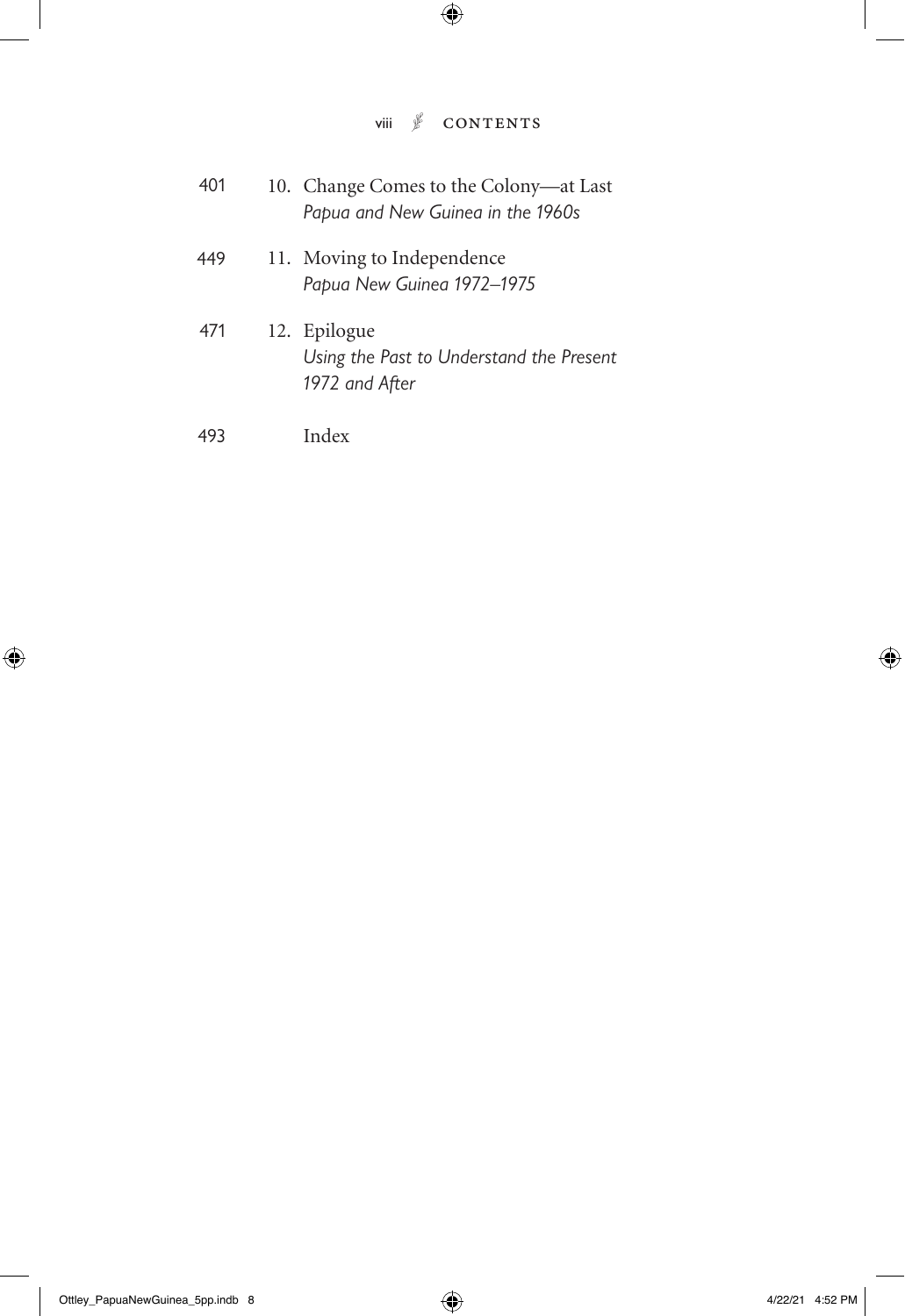| | |
|---|---|
| 401 | 10. Change Comes to the Colony—at Last<br>*Papua and New Guinea in the 1960s* |
| 449 | 11. Moving to Independence<br>*Papua New Guinea 1972–1975* |
| 471 | 12. Epilogue<br>*Using the Past to Understand the Present*<br>*1972 and After* |
| 493 | Index |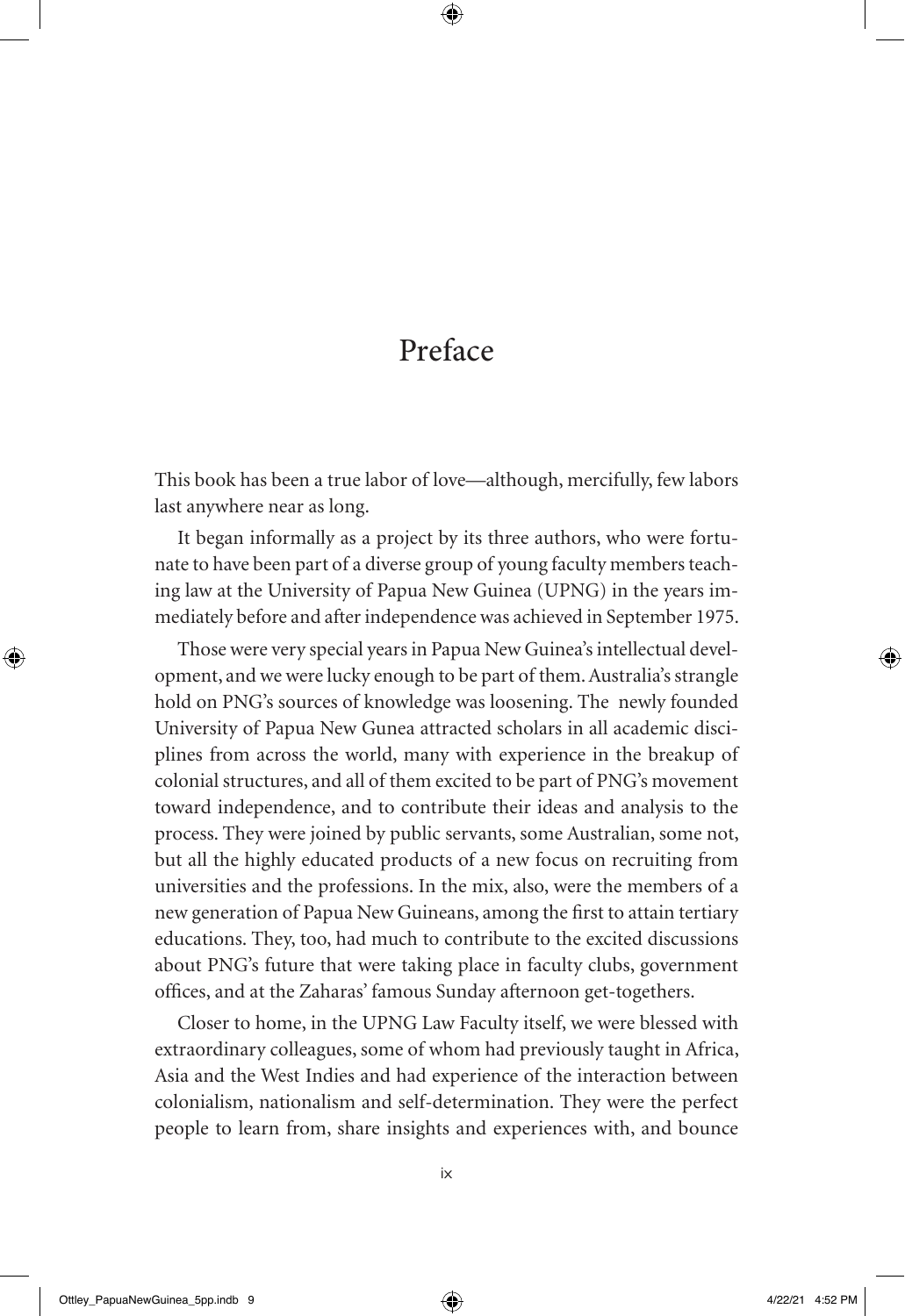# Preface

This book has been a true labor of love—although, mercifully, few labors last anywhere near as long.

It began informally as a project by its three authors, who were fortunate to have been part of a diverse group of young faculty members teaching law at the University of Papua New Guinea (UPNG) in the years immediately before and after independence was achieved in September 1975.

Those were very special years in Papua New Guinea's intellectual development, and we were lucky enough to be part of them. Australia's strangle hold on PNG's sources of knowledge was loosening. The newly founded University of Papua New Gunea attracted scholars in all academic disciplines from across the world, many with experience in the breakup of colonial structures, and all of them excited to be part of PNG's movement toward independence, and to contribute their ideas and analysis to the process. They were joined by public servants, some Australian, some not, but all the highly educated products of a new focus on recruiting from universities and the professions. In the mix, also, were the members of a new generation of Papua New Guineans, among the first to attain tertiary educations. They, too, had much to contribute to the excited discussions about PNG's future that were taking place in faculty clubs, government offices, and at the Zaharas' famous Sunday afternoon get-togethers.

Closer to home, in the UPNG Law Faculty itself, we were blessed with extraordinary colleagues, some of whom had previously taught in Africa, Asia and the West Indies and had experience of the interaction between colonialism, nationalism and self-determination. They were the perfect people to learn from, share insights and experiences with, and bounce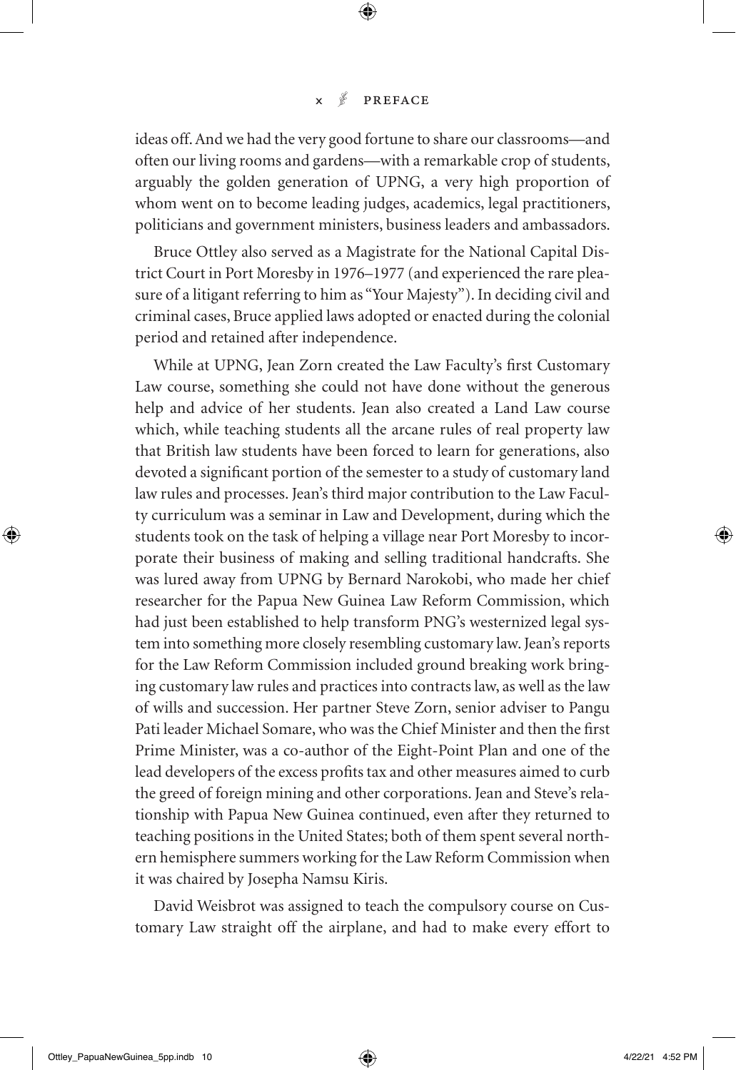ideas off. And we had the very good fortune to share our classrooms—and often our living rooms and gardens—with a remarkable crop of students, arguably the golden generation of UPNG, a very high proportion of whom went on to become leading judges, academics, legal practitioners, politicians and government ministers, business leaders and ambassadors.

Bruce Ottley also served as a Magistrate for the National Capital District Court in Port Moresby in 1976–1977 (and experienced the rare pleasure of a litigant referring to him as "Your Majesty"). In deciding civil and criminal cases, Bruce applied laws adopted or enacted during the colonial period and retained after independence.

While at UPNG, Jean Zorn created the Law Faculty's first Customary Law course, something she could not have done without the generous help and advice of her students. Jean also created a Land Law course which, while teaching students all the arcane rules of real property law that British law students have been forced to learn for generations, also devoted a significant portion of the semester to a study of customary land law rules and processes. Jean's third major contribution to the Law Faculty curriculum was a seminar in Law and Development, during which the students took on the task of helping a village near Port Moresby to incorporate their business of making and selling traditional handcrafts. She was lured away from UPNG by Bernard Narokobi, who made her chief researcher for the Papua New Guinea Law Reform Commission, which had just been established to help transform PNG's westernized legal system into something more closely resembling customary law. Jean's reports for the Law Reform Commission included ground breaking work bringing customary law rules and practices into contracts law, as well as the law of wills and succession. Her partner Steve Zorn, senior adviser to Pangu Pati leader Michael Somare, who was the Chief Minister and then the first Prime Minister, was a co-author of the Eight-Point Plan and one of the lead developers of the excess profits tax and other measures aimed to curb the greed of foreign mining and other corporations. Jean and Steve's relationship with Papua New Guinea continued, even after they returned to teaching positions in the United States; both of them spent several northern hemisphere summers working for the Law Reform Commission when it was chaired by Josepha Namsu Kiris.

David Weisbrot was assigned to teach the compulsory course on Customary Law straight off the airplane, and had to make every effort to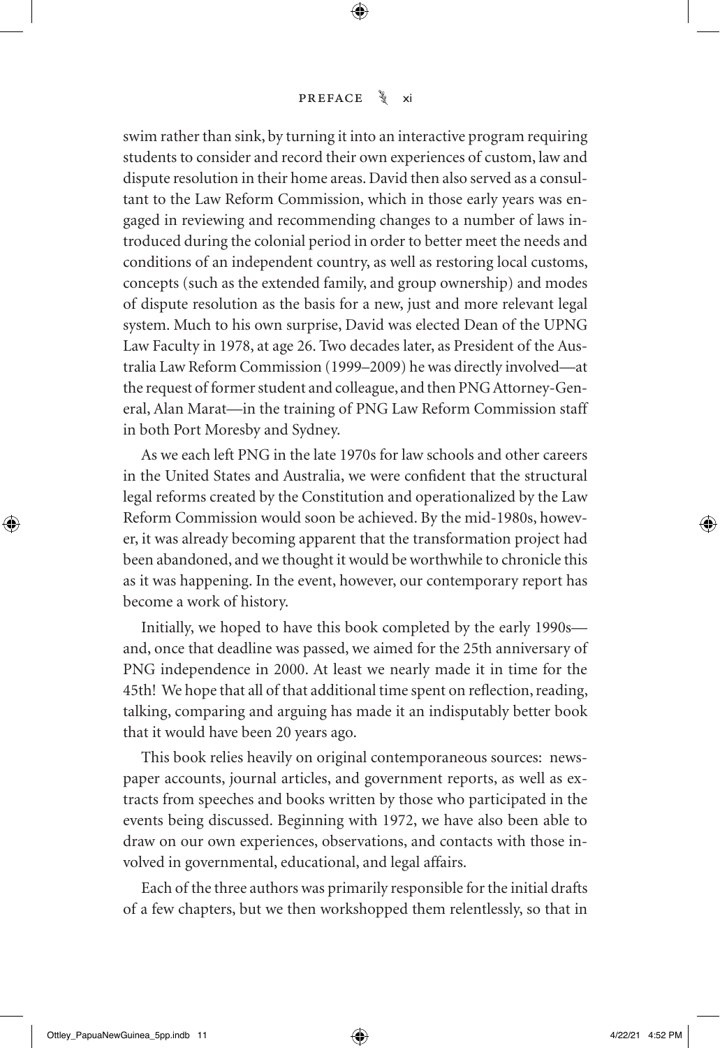swim rather than sink, by turning it into an interactive program requiring students to consider and record their own experiences of custom, law and dispute resolution in their home areas. David then also served as a consultant to the Law Reform Commission, which in those early years was engaged in reviewing and recommending changes to a number of laws introduced during the colonial period in order to better meet the needs and conditions of an independent country, as well as restoring local customs, concepts (such as the extended family, and group ownership) and modes of dispute resolution as the basis for a new, just and more relevant legal system. Much to his own surprise, David was elected Dean of the UPNG Law Faculty in 1978, at age 26. Two decades later, as President of the Australia Law Reform Commission (1999–2009) he was directly involved—at the request of former student and colleague, and then PNG Attorney-General, Alan Marat—in the training of PNG Law Reform Commission staff in both Port Moresby and Sydney.

As we each left PNG in the late 1970s for law schools and other careers in the United States and Australia, we were confident that the structural legal reforms created by the Constitution and operationalized by the Law Reform Commission would soon be achieved. By the mid-1980s, however, it was already becoming apparent that the transformation project had been abandoned, and we thought it would be worthwhile to chronicle this as it was happening. In the event, however, our contemporary report has become a work of history.

Initially, we hoped to have this book completed by the early 1990s—and, once that deadline was passed, we aimed for the 25th anniversary of PNG independence in 2000. At least we nearly made it in time for the 45th! We hope that all of that additional time spent on reflection, reading, talking, comparing and arguing has made it an indisputably better book that it would have been 20 years ago.

This book relies heavily on original contemporaneous sources: newspaper accounts, journal articles, and government reports, as well as extracts from speeches and books written by those who participated in the events being discussed. Beginning with 1972, we have also been able to draw on our own experiences, observations, and contacts with those involved in governmental, educational, and legal affairs.

Each of the three authors was primarily responsible for the initial drafts of a few chapters, but we then workshopped them relentlessly, so that in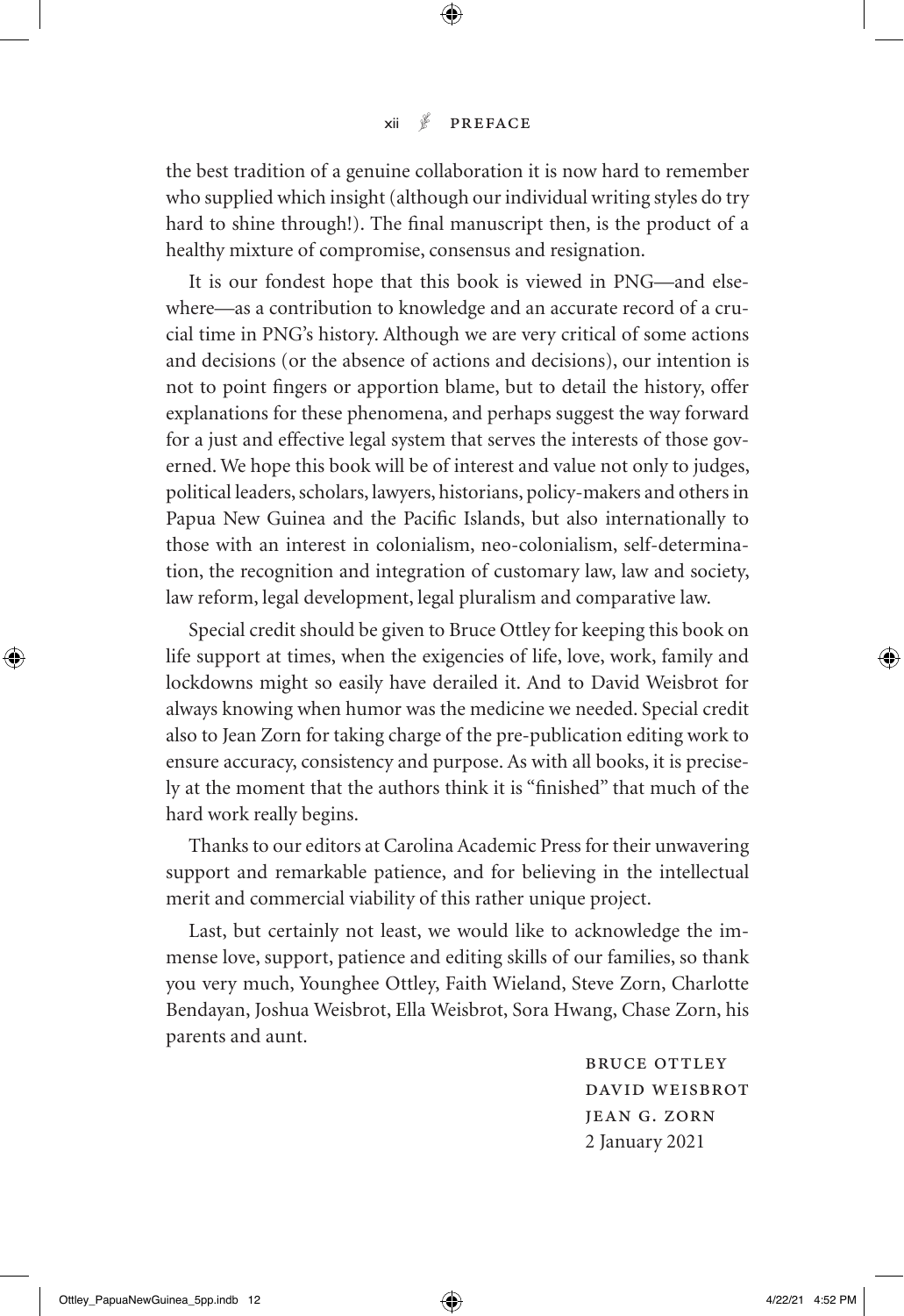the best tradition of a genuine collaboration it is now hard to remember who supplied which insight (although our individual writing styles do try hard to shine through!). The final manuscript then, is the product of a healthy mixture of compromise, consensus and resignation.

It is our fondest hope that this book is viewed in PNG—and elsewhere—as a contribution to knowledge and an accurate record of a crucial time in PNG's history. Although we are very critical of some actions and decisions (or the absence of actions and decisions), our intention is not to point fingers or apportion blame, but to detail the history, offer explanations for these phenomena, and perhaps suggest the way forward for a just and effective legal system that serves the interests of those governed. We hope this book will be of interest and value not only to judges, political leaders, scholars, lawyers, historians, policy-makers and others in Papua New Guinea and the Pacific Islands, but also internationally to those with an interest in colonialism, neo-colonialism, self-determination, the recognition and integration of customary law, law and society, law reform, legal development, legal pluralism and comparative law.

Special credit should be given to Bruce Ottley for keeping this book on life support at times, when the exigencies of life, love, work, family and lockdowns might so easily have derailed it. And to David Weisbrot for always knowing when humor was the medicine we needed. Special credit also to Jean Zorn for taking charge of the pre-publication editing work to ensure accuracy, consistency and purpose. As with all books, it is precisely at the moment that the authors think it is "finished" that much of the hard work really begins.

Thanks to our editors at Carolina Academic Press for their unwavering support and remarkable patience, and for believing in the intellectual merit and commercial viability of this rather unique project.

Last, but certainly not least, we would like to acknowledge the immense love, support, patience and editing skills of our families, so thank you very much, Younghee Ottley, Faith Wieland, Steve Zorn, Charlotte Bendayan, Joshua Weisbrot, Ella Weisbrot, Sora Hwang, Chase Zorn, his parents and aunt.

BRUCE OTTLEY
DAVID WEISBROT
JEAN G. ZORN
2 January 2021